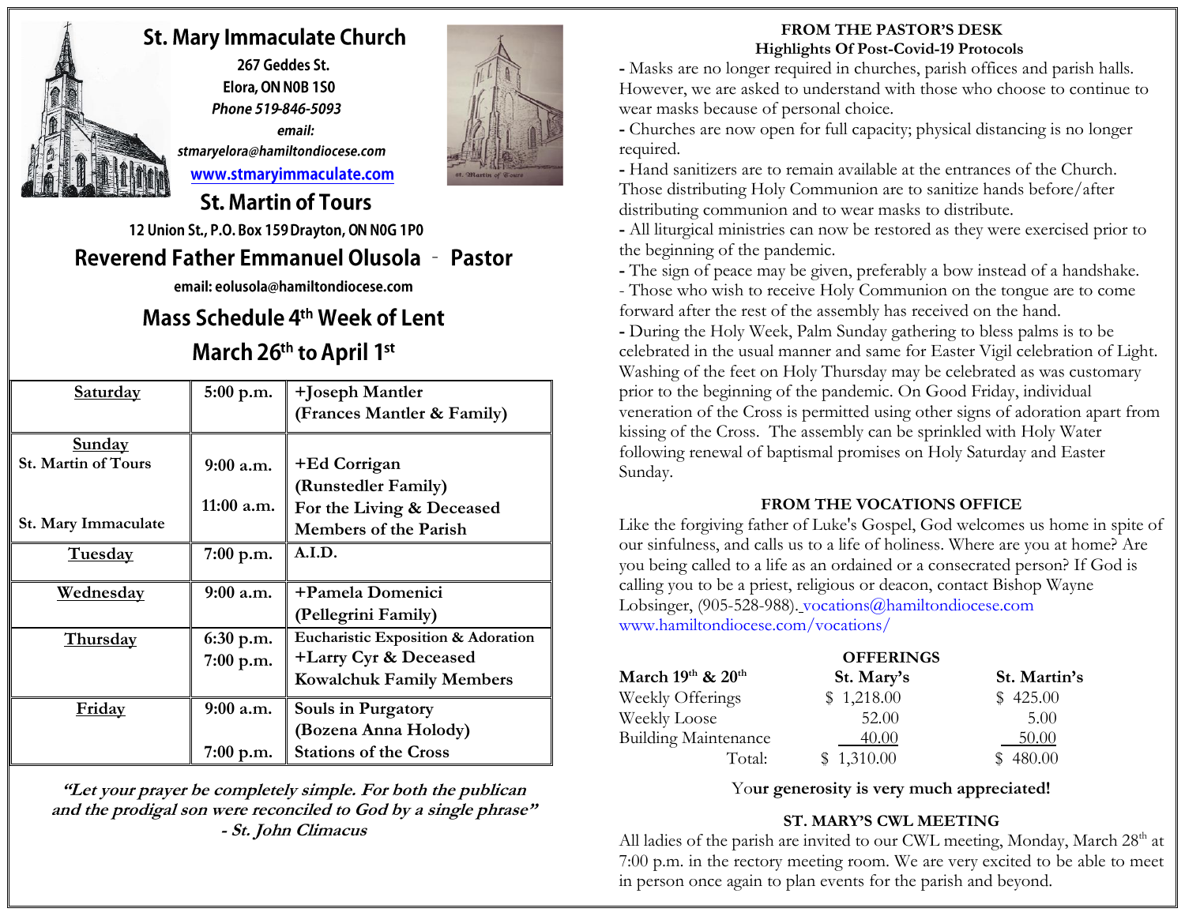# St. Mary Immaculate Church

267 Geddes St.
Elora, ON N0B 1S0
*Phone 519-846-5093*
*email:*
*stmaryelora@hamiltondiocese.com*
www.stmaryimmaculate.com

## St. Martin of Tours

12 Union St., P.O. Box 159 Drayton, ON N0G 1P0

## Reverend Father Emmanuel Olusola - Pastor

email: eolusola@hamiltondiocese.com

## Mass Schedule 4th Week of Lent

## March 26th to April 1st

| Day | Time | Intention |
|---|---|---|
| **Saturday** | 5:00 p.m. | **+Joseph Mantler (Frances Mantler & Family)** |
| **Sunday** St. Martin of Tours | 9:00 a.m. | **+Ed Corrigan (Runstedler Family)** |
| St. Mary Immaculate | 11:00 a.m. | **For the Living & Deceased Members of the Parish** |
| **Tuesday** | 7:00 p.m. | **A.I.D.** |
| **Wednesday** | 9:00 a.m. | **+Pamela Domenici (Pellegrini Family)** |
| **Thursday** | 6:30 p.m. | **Eucharistic Exposition & Adoration** |
| | 7:00 p.m. | **+Larry Cyr & Deceased Kowalchuk Family Members** |
| **Friday** | 9:00 a.m. | **Souls in Purgatory (Bozena Anna Holody)** |
| | 7:00 p.m. | **Stations of the Cross** |

***"Let your prayer be completely simple. For both the publican and the prodigal son were reconciled to God by a single phrase" - St. John Climacus***

### FROM THE PASTOR'S DESK
### Highlights Of Post-Covid-19 Protocols

- Masks are no longer required in churches, parish offices and parish halls. However, we are asked to understand with those who choose to continue to wear masks because of personal choice.
- Churches are now open for full capacity; physical distancing is no longer required.
- Hand sanitizers are to remain available at the entrances of the Church. Those distributing Holy Communion are to sanitize hands before/after distributing communion and to wear masks to distribute.
- All liturgical ministries can now be restored as they were exercised prior to the beginning of the pandemic.
- The sign of peace may be given, preferably a bow instead of a handshake.
- Those who wish to receive Holy Communion on the tongue are to come forward after the rest of the assembly has received on the hand.
- During the Holy Week, Palm Sunday gathering to bless palms is to be celebrated in the usual manner and same for Easter Vigil celebration of Light. Washing of the feet on Holy Thursday may be celebrated as was customary prior to the beginning of the pandemic. On Good Friday, individual veneration of the Cross is permitted using other signs of adoration apart from kissing of the Cross. The assembly can be sprinkled with Holy Water following renewal of baptismal promises on Holy Saturday and Easter Sunday.

### FROM THE VOCATIONS OFFICE

Like the forgiving father of Luke's Gospel, God welcomes us home in spite of our sinfulness, and calls us to a life of holiness. Where are you at home? Are you being called to a life as an ordained or a consecrated person? If God is calling you to be a priest, religious or deacon, contact Bishop Wayne Lobsinger, (905-528-988). vocations@hamiltondiocese.com www.hamiltondiocese.com/vocations/

### OFFERINGS

| March 19th & 20th | St. Mary's | St. Martin's |
|---|---|---|
| Weekly Offerings | $ 1,218.00 | $ 425.00 |
| Weekly Loose | 52.00 | 5.00 |
| Building Maintenance | 40.00 | 50.00 |
| Total: | $ 1,310.00 | $ 480.00 |

**Your generosity is very much appreciated!**

### ST. MARY'S CWL MEETING

All ladies of the parish are invited to our CWL meeting, Monday, March 28th at 7:00 p.m. in the rectory meeting room. We are very excited to be able to meet in person once again to plan events for the parish and beyond.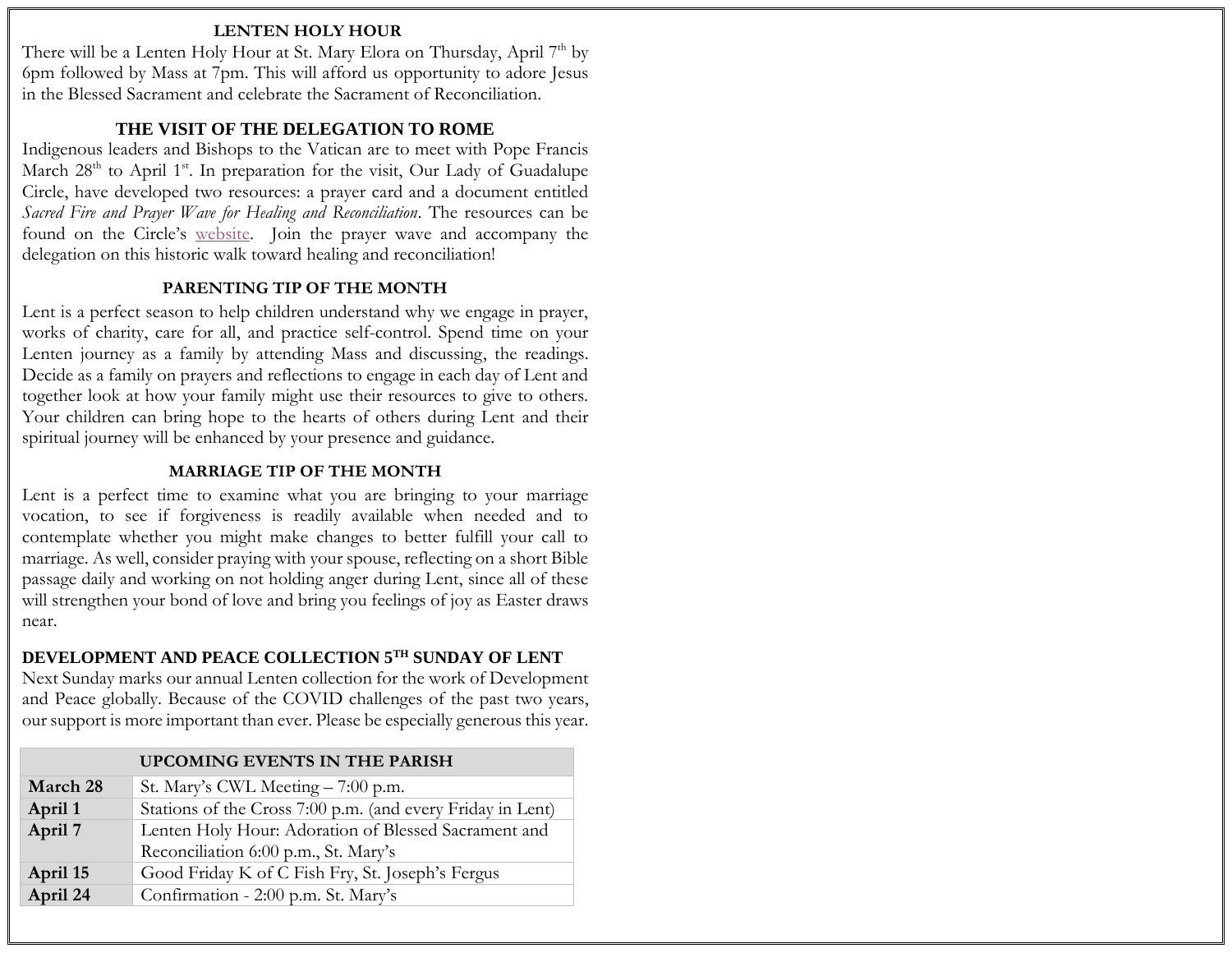## LENTEN HOLY HOUR

There will be a Lenten Holy Hour at St. Mary Elora on Thursday, April 7th by 6pm followed by Mass at 7pm. This will afford us opportunity to adore Jesus in the Blessed Sacrament and celebrate the Sacrament of Reconciliation.

## THE VISIT OF THE DELEGATION TO ROME

Indigenous leaders and Bishops to the Vatican are to meet with Pope Francis March 28th to April 1st. In preparation for the visit, Our Lady of Guadalupe Circle, have developed two resources: a prayer card and a document entitled *Sacred Fire and Prayer Wave for Healing and Reconciliation*. The resources can be found on the Circle's website. Join the prayer wave and accompany the delegation on this historic walk toward healing and reconciliation!

## PARENTING TIP OF THE MONTH

Lent is a perfect season to help children understand why we engage in prayer, works of charity, care for all, and practice self-control. Spend time on your Lenten journey as a family by attending Mass and discussing, the readings. Decide as a family on prayers and reflections to engage in each day of Lent and together look at how your family might use their resources to give to others. Your children can bring hope to the hearts of others during Lent and their spiritual journey will be enhanced by your presence and guidance.

## MARRIAGE TIP OF THE MONTH

Lent is a perfect time to examine what you are bringing to your marriage vocation, to see if forgiveness is readily available when needed and to contemplate whether you might make changes to better fulfill your call to marriage. As well, consider praying with your spouse, reflecting on a short Bible passage daily and working on not holding anger during Lent, since all of these will strengthen your bond of love and bring you feelings of joy as Easter draws near.

## DEVELOPMENT AND PEACE COLLECTION 5TH SUNDAY OF LENT

Next Sunday marks our annual Lenten collection for the work of Development and Peace globally. Because of the COVID challenges of the past two years, our support is more important than ever. Please be especially generous this year.

| UPCOMING EVENTS IN THE PARISH | |
|---|---|
| **March 28** | St. Mary's CWL Meeting – 7:00 p.m. |
| **April 1** | Stations of the Cross 7:00 p.m. (and every Friday in Lent) |
| **April 7** | Lenten Holy Hour: Adoration of Blessed Sacrament and Reconciliation 6:00 p.m., St. Mary's |
| **April 15** | Good Friday K of C Fish Fry, St. Joseph's Fergus |
| **April 24** | Confirmation - 2:00 p.m. St. Mary's |